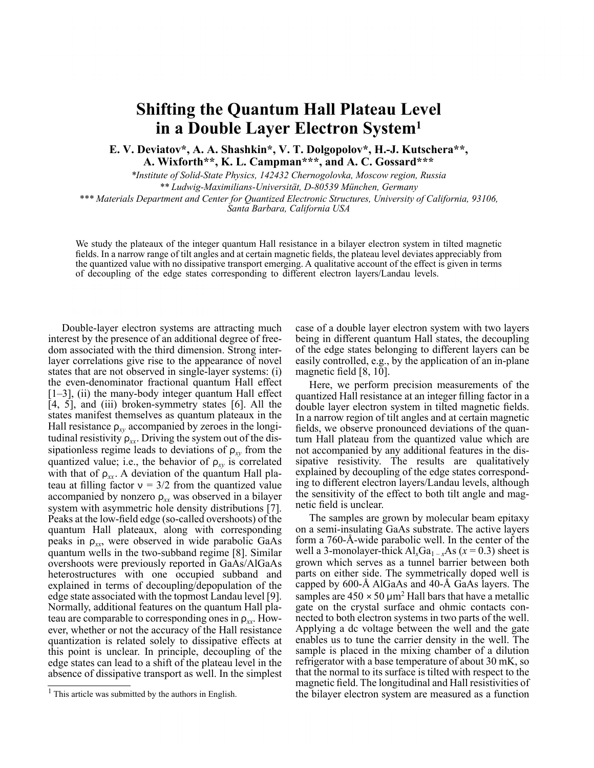# Shifting the Quantum Hall Plateau Level in a Double Layer Electron System[1]

**E. V. Deviatov\*, A. A. Shashkin\*, V. T. Dolgopolov\*, H.-J. Kutschera\*\*, A. Wixforth\*\*, K. L. Campman\*\*\*, and A. C. Gossard\*\*\***

*\*Institute of Solid-State Physics, 142432 Chernogolovka, Moscow region, Russia*

*\*\* Ludwig-Maximilians-Universität, D-80539 München, Germany*

*\*\*\* Materials Department and Center for Quantized Electronic Structures, University of California, 93106, Santa Barbara, California USA*

We study the plateaux of the integer quantum Hall resistance in a bilayer electron system in tilted magnetic fields. In a narrow range of tilt angles and at certain magnetic fields, the plateau level deviates appreciably from the quantized value with no dissipative transport emerging. A qualitative account of the effect is given in terms of decoupling of the edge states corresponding to different electron layers/Landau levels.

Double-layer electron systems are attracting much interest by the presence of an additional degree of freedom associated with the third dimension. Strong interlayer correlations give rise to the appearance of novel states that are not observed in single-layer systems: (i) the even-denominator fractional quantum Hall effect [1–3], (ii) the many-body integer quantum Hall effect [4, 5], and (iii) broken-symmetry states [6]. All the states manifest themselves as quantum plateaux in the Hall resistance $\rho_{xy}$ accompanied by zeroes in the longitudinal resistivity $\rho_{xx}$. Driving the system out of the dissipationless regime leads to deviations of $\rho_{xy}$ from the quantized value; i.e., the behavior of $\rho_{xy}$ is correlated with that of $\rho_{xx}$. A deviation of the quantum Hall plateau at filling factor $\nu = 3/2$ from the quantized value accompanied by nonzero $\rho_{xx}$ was observed in a bilayer system with asymmetric hole density distributions [7]. Peaks at the low-field edge (so-called overshoots) of the quantum Hall plateaus, along with corresponding peaks in $\rho_{xx}$, were observed in wide parabolic GaAs quantum wells in the two-subband regime [8]. Similar overshoots were previously reported in GaAs/AlGaAs heterostructures with one occupied subband and explained in terms of decoupling/depopulation of the edge state associated with the topmost Landau level [9]. Normally, additional features on the quantum Hall plateau are comparable to corresponding ones in $\rho_{xx}$. However, whether or not the accuracy of the Hall resistance quantization is related solely to dissipative effects at this point is unclear. In principle, decoupling of the edge states can lead to a shift of the plateau level in the absence of dissipative transport as well. In the simplest case of a double layer electron system with two layers being in different quantum Hall states, the decoupling of the edge states belonging to different layers can be easily controlled, e.g., by the application of an in-plane magnetic field [8, 10].

Here, we perform precision measurements of the quantized Hall resistance at an integer filling factor in a double layer electron system in tilted magnetic fields. In a narrow region of tilt angles and at certain magnetic fields, we observe pronounced deviations of the quantum Hall plateau from the quantized value which are not accompanied by any additional features in the dissipative resistivity. The results are qualitatively explained by decoupling of the edge states corresponding to different electron layers/Landau levels, although the sensitivity of the effect to both tilt angle and magnetic field is unclear.

The samples are grown by molecular beam epitaxy on a semi-insulating GaAs substrate. The active layers form a 760-Å-wide parabolic well. In the center of the well a 3-monolayer-thick $Al_xGa_{1-x}As$ ($x = 0.3$) sheet is grown which serves as a tunnel barrier between both parts on either side. The symmetrically doped well is capped by 600-Å AlGaAs and 40-Å GaAs layers. The samples are $450 \times 50$ μm$^2$ Hall bars that have a metallic gate on the crystal surface and ohmic contacts connected to both electron systems in two parts of the well. Applying a dc voltage between the well and the gate enables us to tune the carrier density in the well. The sample is placed in the mixing chamber of a dilution refrigerator with a base temperature of about 30 mK, so that the normal to its surface is tilted with respect to the magnetic field. The longitudinal and Hall resistivities of the bilayer electron system are measured as a function

[1] This article was submitted by the authors in English.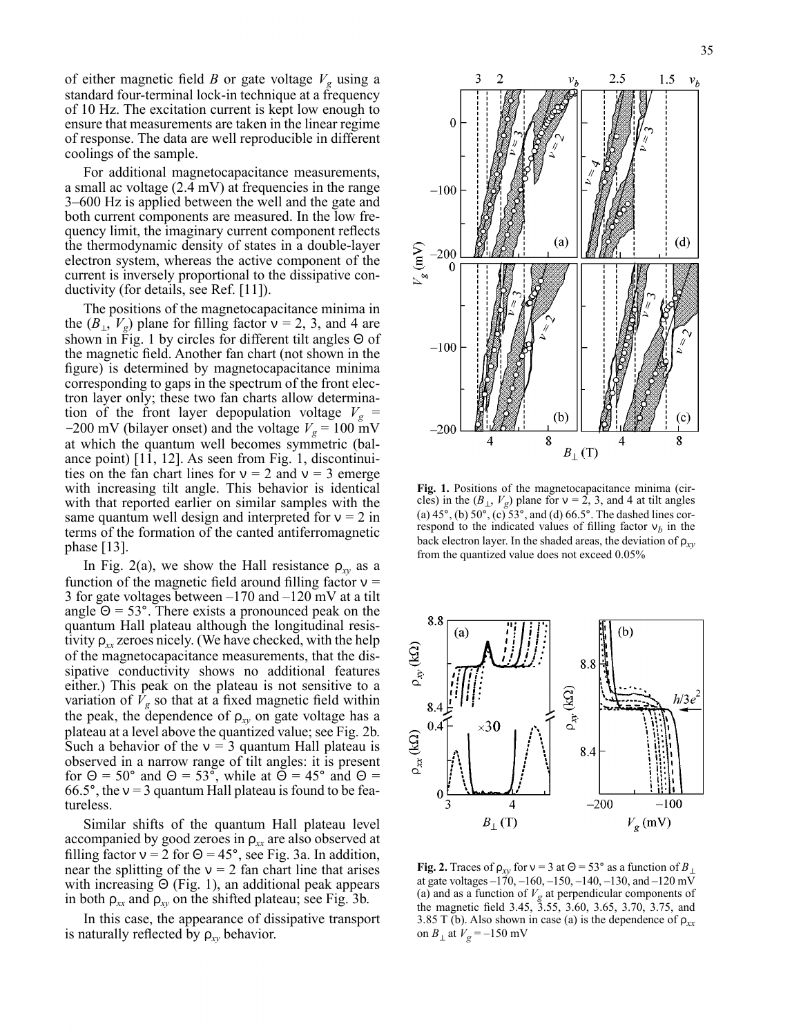of either magnetic field $B$ or gate voltage $V_g$ using a standard four-terminal lock-in technique at a frequency of 10 Hz. The excitation current is kept low enough to ensure that measurements are taken in the linear regime of response. The data are well reproducible in different coolings of the sample.

For additional magnetocapacitance measurements, a small ac voltage (2.4 mV) at frequencies in the range 3–600 Hz is applied between the well and the gate and both current components are measured. In the low frequency limit, the imaginary current component reflects the thermodynamic density of states in a double-layer electron system, whereas the active component of the current is inversely proportional to the dissipative conductivity (for details, see Ref. [11]).

The positions of the magnetocapacitance minima in the $(B_\perp, V_g)$ plane for filling factor $\nu = 2$, 3, and 4 are shown in Fig. 1 by circles for different tilt angles $\Theta$ of the magnetic field. Another fan chart (not shown in the figure) is determined by magnetocapacitance minima corresponding to gaps in the spectrum of the front electron layer only; these two fan charts allow determination of the front layer depopulation voltage $V_g = -200$ mV (bilayer onset) and the voltage $V_g = 100$ mV at which the quantum well becomes symmetric (balance point) [11, 12]. As seen from Fig. 1, discontinuities on the fan chart lines for $\nu = 2$ and $\nu = 3$ emerge with increasing tilt angle. This behavior is identical with that reported earlier on similar samples with the same quantum well design and interpreted for $\nu = 2$ in terms of the formation of the canted antiferromagnetic phase [13].

In Fig. 2(a), we show the Hall resistance $\rho_{xy}$ as a function of the magnetic field around filling factor $\nu = 3$ for gate voltages between –170 and –120 mV at a tilt angle $\Theta = 53°$. There exists a pronounced peak on the quantum Hall plateau although the longitudinal resistivity $\rho_{xx}$ zeroes nicely. (We have checked, with the help of the magnetocapacitance measurements, that the dissipative conductivity shows no additional features either.) This peak on the plateau is not sensitive to a variation of $V_g$ so that at a fixed magnetic field within the peak, the dependence of $\rho_{xy}$ on gate voltage has a plateau at a level above the quantized value; see Fig. 2b. Such a behavior of the $\nu = 3$ quantum Hall plateau is observed in a narrow range of tilt angles: it is present for $\Theta = 50°$ and $\Theta = 53°$, while at $\Theta = 45°$ and $\Theta = 66.5°$, the $\nu = 3$ quantum Hall plateau is found to be featureless.

Similar shifts of the quantum Hall plateau level accompanied by good zeroes in $\rho_{xx}$ are also observed at filling factor $\nu = 2$ for $\Theta = 45°$, see Fig. 3a. In addition, near the splitting of the $\nu = 2$ fan chart line that arises with increasing $\Theta$ (Fig. 1), an additional peak appears in both $\rho_{xx}$ and $\rho_{xy}$ on the shifted plateau; see Fig. 3b.

In this case, the appearance of dissipative transport is naturally reflected by $\rho_{xy}$ behavior.

**Fig. 1.** Positions of the magnetocapacitance minima (circles) in the $(B_\perp, V_g)$ plane for $\nu = 2$, 3, and 4 at tilt angles (a) 45°, (b) 50°, (c) 53°, and (d) 66.5°. The dashed lines correspond to the indicated values of filling factor $\nu_b$ in the back electron layer. In the shaded areas, the deviation of $\rho_{xy}$ from the quantized value does not exceed 0.05%

**Fig. 2.** Traces of $\rho_{xy}$ for $\nu = 3$ at $\Theta = 53°$ as a function of $B_\perp$ at gate voltages –170, –160, –150, –140, –130, and –120 mV (a) and as a function of $V_g$ at perpendicular components of the magnetic field 3.45, 3.55, 3.60, 3.65, 3.70, 3.75, and 3.85 T (b). Also shown in case (a) is the dependence of $\rho_{xx}$ on $B_\perp$ at $V_g = -150$ mV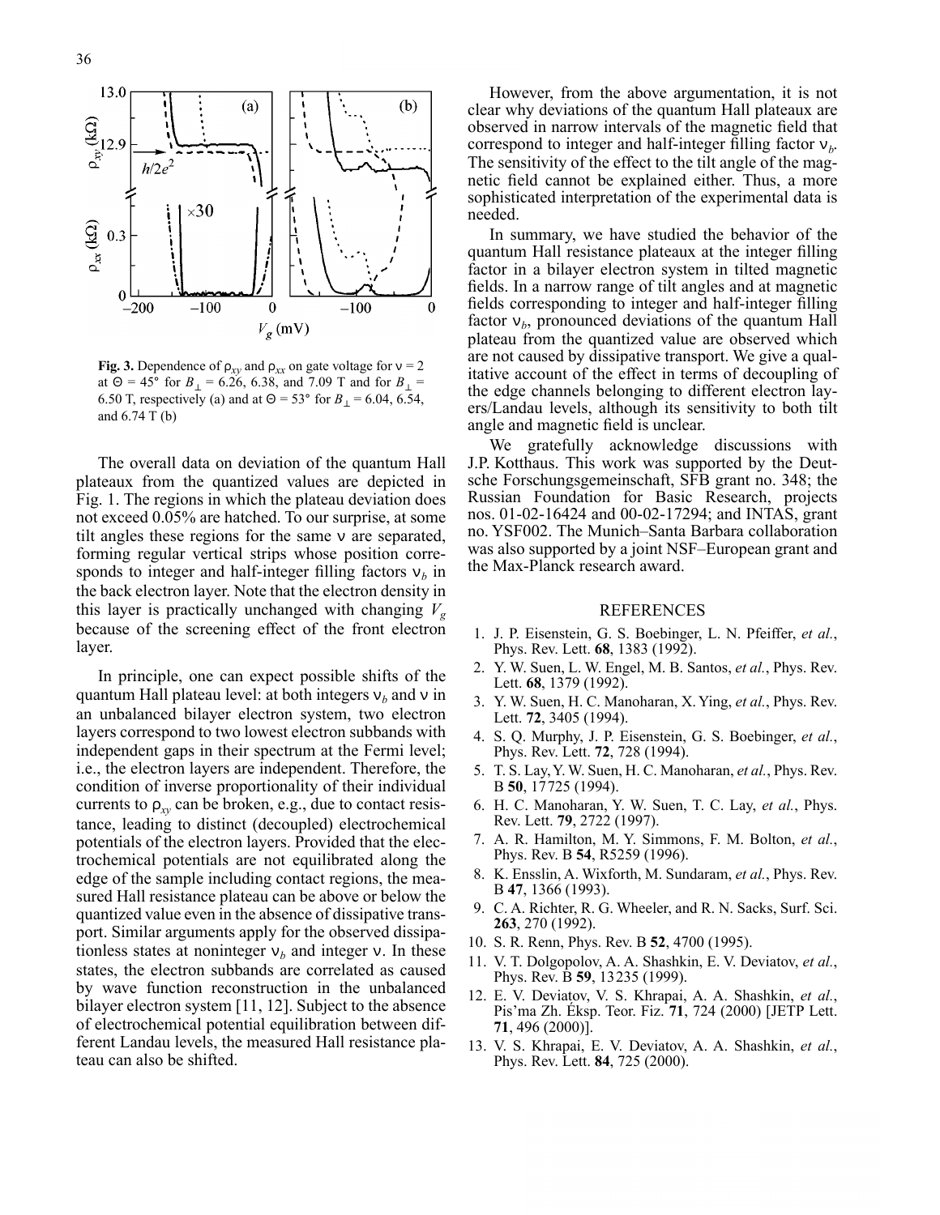13.0

12.9

$h/2e^2$

0.3

0

$\rho_{xy}$ (kΩ)

$\rho_{xx}$ (kΩ)

(a)

(b)

×30

−200

−100

0

−100

0

$V_g$ (mV)

**Fig. 3.** Dependence of $\rho_{xy}$ and $\rho_{xx}$ on gate voltage for $\nu = 2$ at $\Theta = 45°$ for $B_\perp = 6.26$, 6.38, and 7.09 T and for $B_\perp = 6.50$ T, respectively (a) and at $\Theta = 53°$ for $B_\perp = 6.04$, 6.54, and 6.74 T (b)

The overall data on deviation of the quantum Hall plateaux from the quantized values are depicted in Fig. 1. The regions in which the plateau deviation does not exceed 0.05% are hatched. To our surprise, at some tilt angles these regions for the same $\nu$ are separated, forming regular vertical strips whose position corresponds to integer and half-integer filling factors $\nu_b$ in the back electron layer. Note that the electron density in this layer is practically unchanged with changing $V_g$ because of the screening effect of the front electron layer.

In principle, one can expect possible shifts of the quantum Hall plateau level: at both integers $\nu_b$ and $\nu$ in an unbalanced bilayer electron system, two electron layers correspond to two lowest electron subbands with independent gaps in their spectrum at the Fermi level; i.e., the electron layers are independent. Therefore, the condition of inverse proportionality of their individual currents to $\rho_{xy}$ can be broken, e.g., due to contact resistance, leading to distinct (decoupled) electrochemical potentials of the electron layers. Provided that the electrochemical potentials are not equilibrated along the edge of the sample including contact regions, the measured Hall resistance plateau can be above or below the quantized value even in the absence of dissipative transport. Similar arguments apply for the observed dissipationless states at noninteger $\nu_b$ and integer $\nu$. In these states, the electron subbands are correlated as caused by wave function reconstruction in the unbalanced bilayer electron system [11, 12]. Subject to the absence of electrochemical potential equilibration between different Landau levels, the measured Hall resistance plateau can also be shifted.

However, from the above argumentation, it is not clear why deviations of the quantum Hall plateaux are observed in narrow intervals of the magnetic field that correspond to integer and half-integer filling factor $\nu_b$. The sensitivity of the effect to the tilt angle of the magnetic field cannot be explained either. Thus, a more sophisticated interpretation of the experimental data is needed.

In summary, we have studied the behavior of the quantum Hall resistance plateaux at the integer filling factor in a bilayer electron system in tilted magnetic fields. In a narrow range of tilt angles and at magnetic fields corresponding to integer and half-integer filling factor $\nu_b$, pronounced deviations of the quantum Hall plateau from the quantized value are observed which are not caused by dissipative transport. We give a qualitative account of the effect in terms of decoupling of the edge channels belonging to different electron layers/Landau levels, although its sensitivity to both tilt angle and magnetic field is unclear.

We gratefully acknowledge discussions with J.P. Kotthaus. This work was supported by the Deutsche Forschungsgemeinschaft, SFB grant no. 348; the Russian Foundation for Basic Research, projects nos. 01-02-16424 and 00-02-17294; and INTAS, grant no. YSF002. The Munich–Santa Barbara collaboration was also supported by a joint NSF–European grant and the Max-Planck research award.

## REFERENCES

1. J. P. Eisenstein, G. S. Boebinger, L. N. Pfeiffer, *et al.*, Phys. Rev. Lett. **68**, 1383 (1992).
2. Y. W. Suen, L. W. Engel, M. B. Santos, *et al.*, Phys. Rev. Lett. **68**, 1379 (1992).
3. Y. W. Suen, H. C. Manoharan, X. Ying, *et al.*, Phys. Rev. Lett. **72**, 3405 (1994).
4. S. Q. Murphy, J. P. Eisenstein, G. S. Boebinger, *et al.*, Phys. Rev. Lett. **72**, 728 (1994).
5. T. S. Lay, Y. W. Suen, H. C. Manoharan, *et al.*, Phys. Rev. B **50**, 17725 (1994).
6. H. C. Manoharan, Y. W. Suen, T. C. Lay, *et al.*, Phys. Rev. Lett. **79**, 2722 (1997).
7. A. R. Hamilton, M. Y. Simmons, F. M. Bolton, *et al.*, Phys. Rev. B **54**, R5259 (1996).
8. K. Ensslin, A. Wixforth, M. Sundaram, *et al.*, Phys. Rev. B **47**, 1366 (1993).
9. C. A. Richter, R. G. Wheeler, and R. N. Sacks, Surf. Sci. **263**, 270 (1992).
10. S. R. Renn, Phys. Rev. B **52**, 4700 (1995).
11. V. T. Dolgopolov, A. A. Shashkin, E. V. Deviatov, *et al.*, Phys. Rev. B **59**, 13235 (1999).
12. E. V. Deviatov, V. S. Khrapai, A. A. Shashkin, *et al.*, Pis'ma Zh. Éksp. Teor. Fiz. **71**, 724 (2000) [JETP Lett. **71**, 496 (2000)].
13. V. S. Khrapai, E. V. Deviatov, A. A. Shashkin, *et al.*, Phys. Rev. Lett. **84**, 725 (2000).